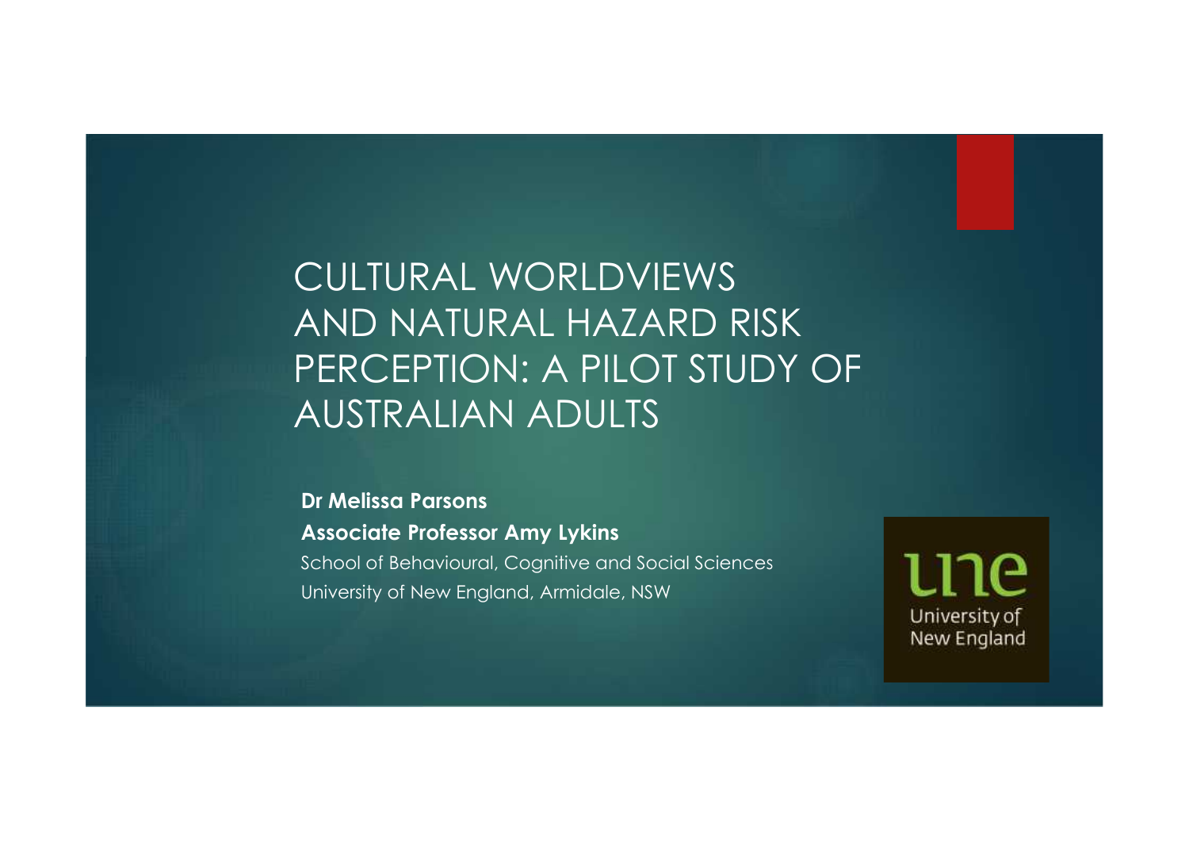# CULTURAL WORLDVIEWS AND NATURAL HAZARD RISK PERCEPTION: A PILOT STUDY OF AUSTRALIAN ADULTS

**Dr Melissa Parsons**

**Associate Professor Amy Lykins**

School of Behavioural, Cognitive and Social Sciences

University of New England, Armidale, NSW

une
University of New England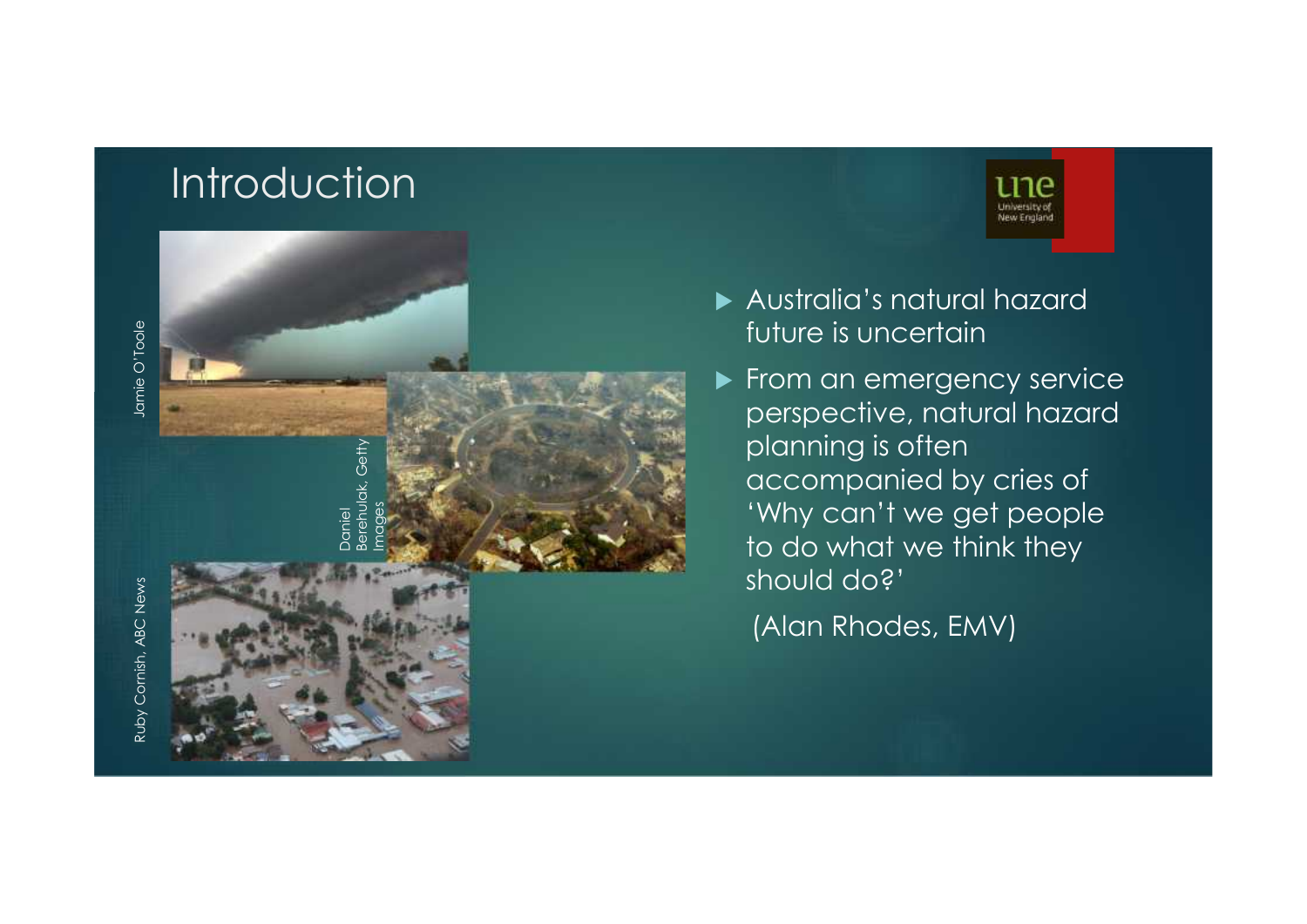# Introduction

Jamie O'Toole

Daniel Berehulak, Getty Images

Ruby Cornish, ABC News

- Australia's natural hazard future is uncertain
- From an emergency service perspective, natural hazard planning is often accompanied by cries of 'Why can't we get people to do what we think they should do?'

  (Alan Rhodes, EMV)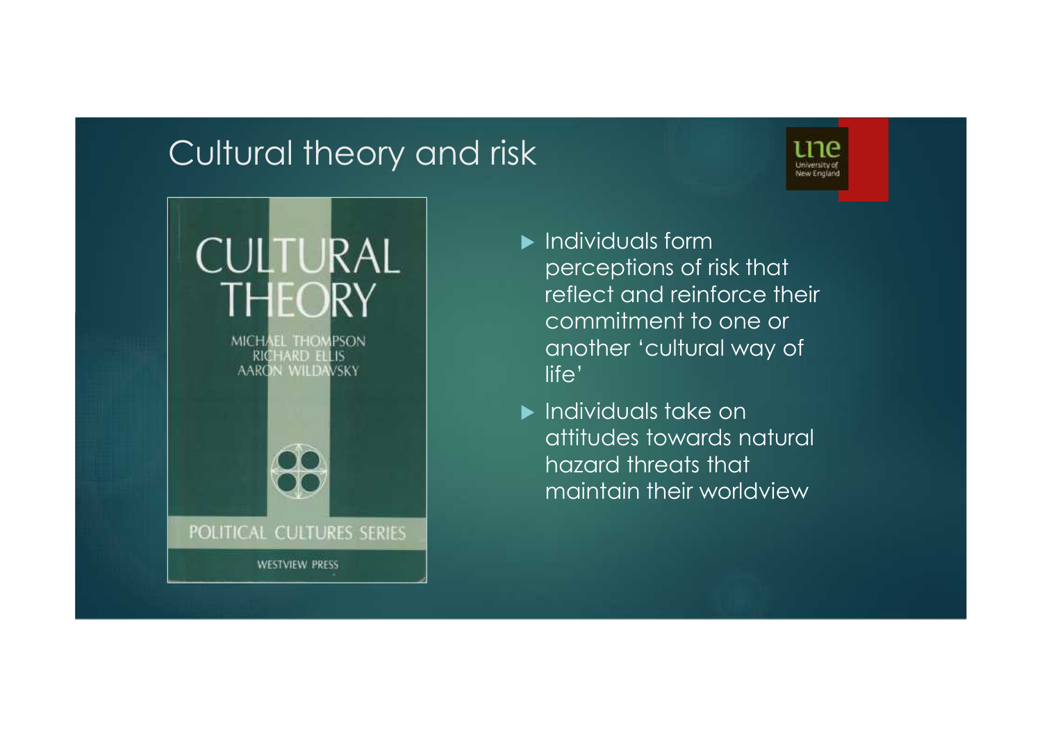# Cultural theory and risk

- Individuals form perceptions of risk that reflect and reinforce their commitment to one or another 'cultural way of life'
- Individuals take on attitudes towards natural hazard threats that maintain their worldview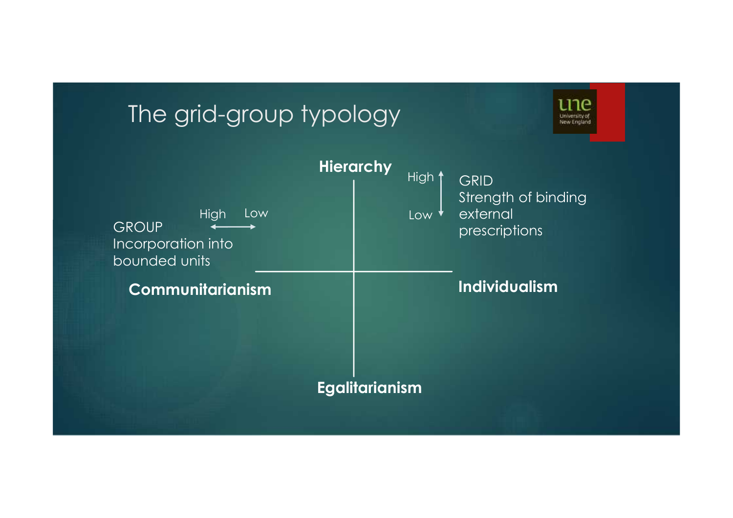# The grid-group typology

**Hierarchy**

High ↑ ↓ Low

GRID
Strength of binding external prescriptions

High ↔ Low

GROUP
Incorporation into bounded units

**Communitarianism**

**Individualism**

**Egalitarianism**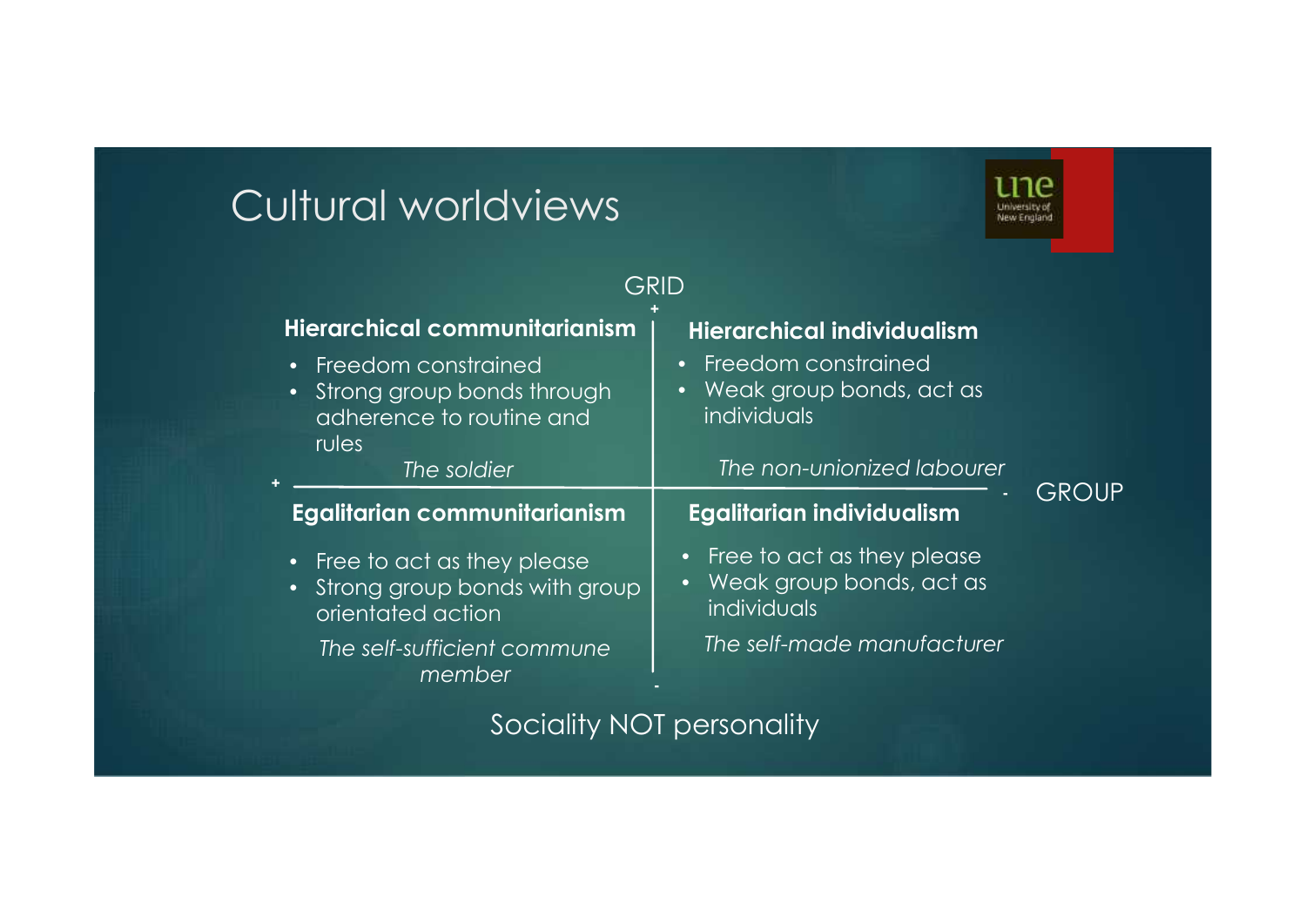# Cultural worldviews

GRID +

### Hierarchical communitarianism

- Freedom constrained
- Strong group bonds through adherence to routine and rules

*The soldier*

### Hierarchical individualism

- Freedom constrained
- Weak group bonds, act as individuals

*The non-unionized labourer*

\+ GROUP -

### Egalitarian communitarianism

- Free to act as they please
- Strong group bonds with group orientated action

*The self-sufficient commune member*

### Egalitarian individualism

- Free to act as they please
- Weak group bonds, act as individuals

*The self-made manufacturer*

GRID -

Sociality NOT personality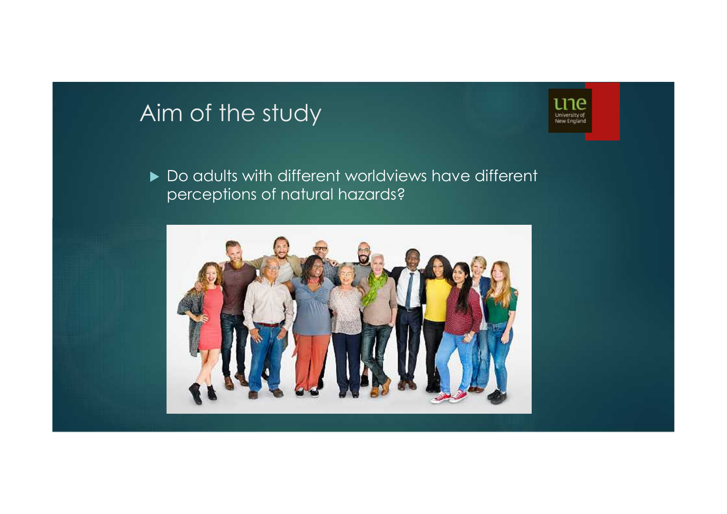# Aim of the study

- Do adults with different worldviews have different perceptions of natural hazards?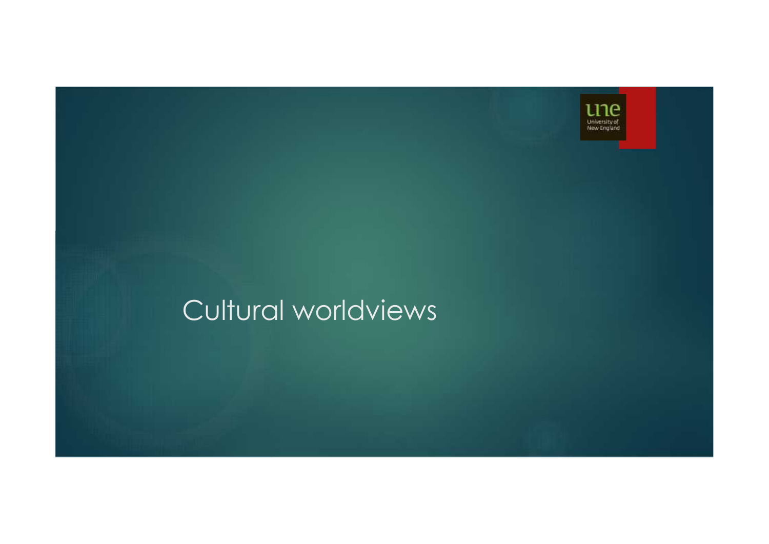# Cultural worldviews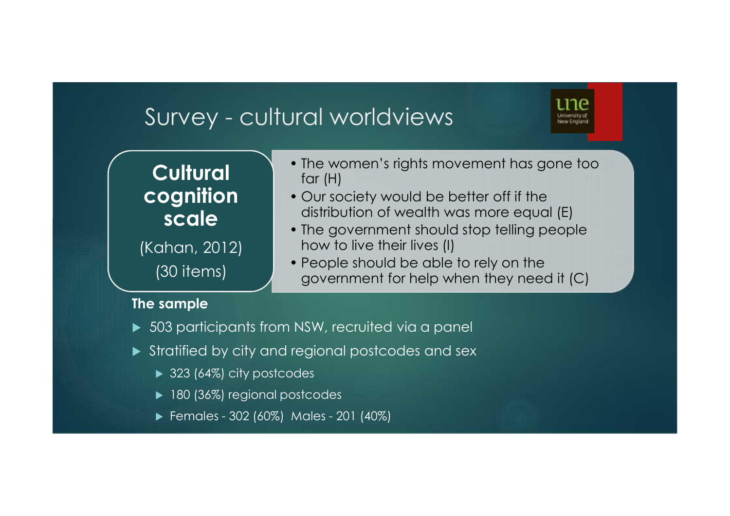# Survey - cultural worldviews

**Cultural cognition scale**

(Kahan, 2012)

(30 items)

- The women's rights movement has gone too far (H)
- Our society would be better off if the distribution of wealth was more equal (E)
- The government should stop telling people how to live their lives (I)
- People should be able to rely on the government for help when they need it (C)

**The sample**

- 503 participants from NSW, recruited via a panel
- Stratified by city and regional postcodes and sex
  - 323 (64%) city postcodes
  - 180 (36%) regional postcodes
  - Females - 302 (60%) Males - 201 (40%)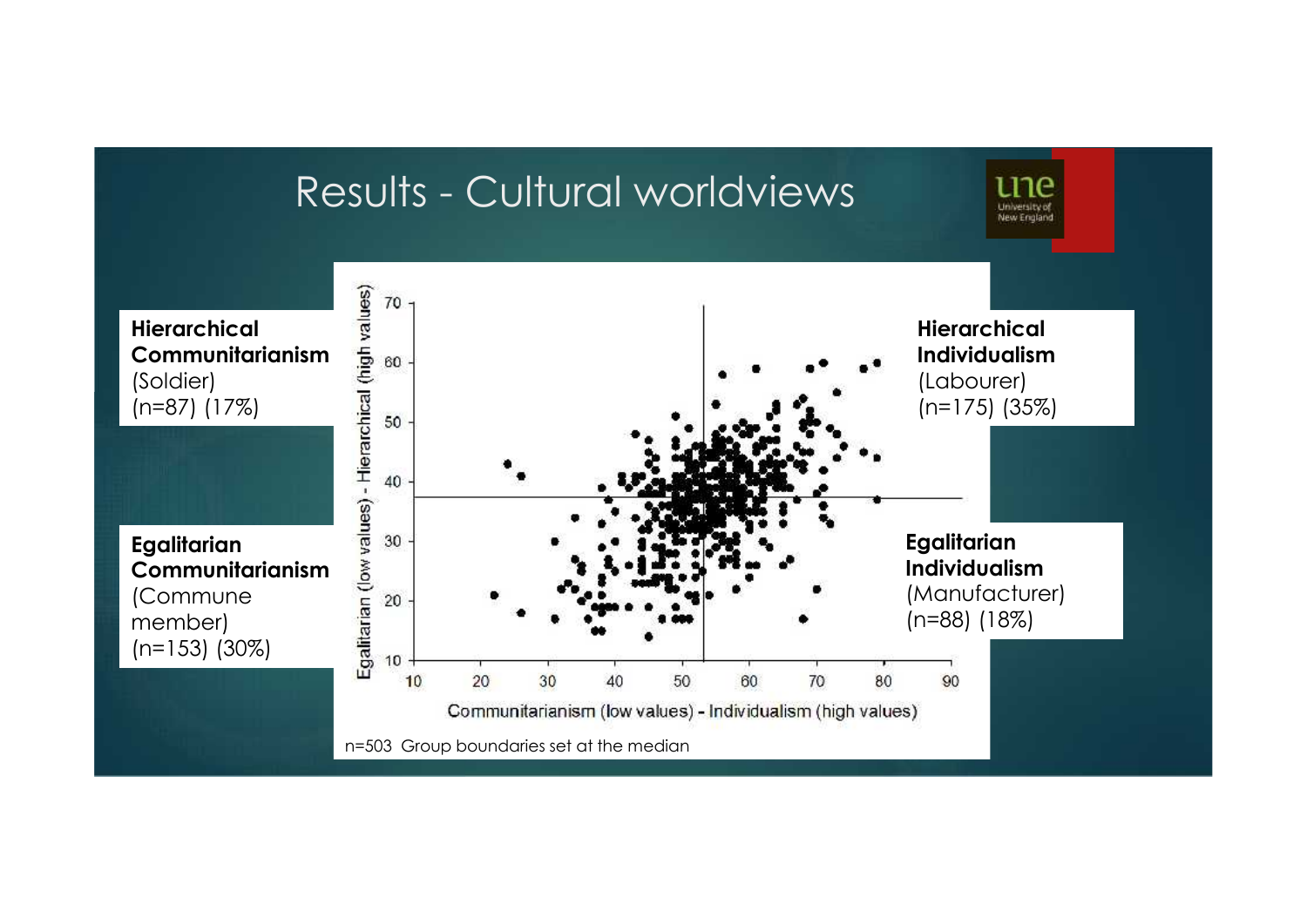# Results - Cultural worldviews

**Hierarchical Communitarianism**
(Soldier)
(n=87) (17%)

**Hierarchical Individualism**
(Labourer)
(n=175) (35%)

**Egalitarian Communitarianism**
(Commune member)
(n=153) (30%)

**Egalitarian Individualism**
(Manufacturer)
(n=88) (18%)

Egalitarian (low values) - Hierarchical (high values)

Communitarianism (low values) - Individualism (high values)

n=503 Group boundaries set at the median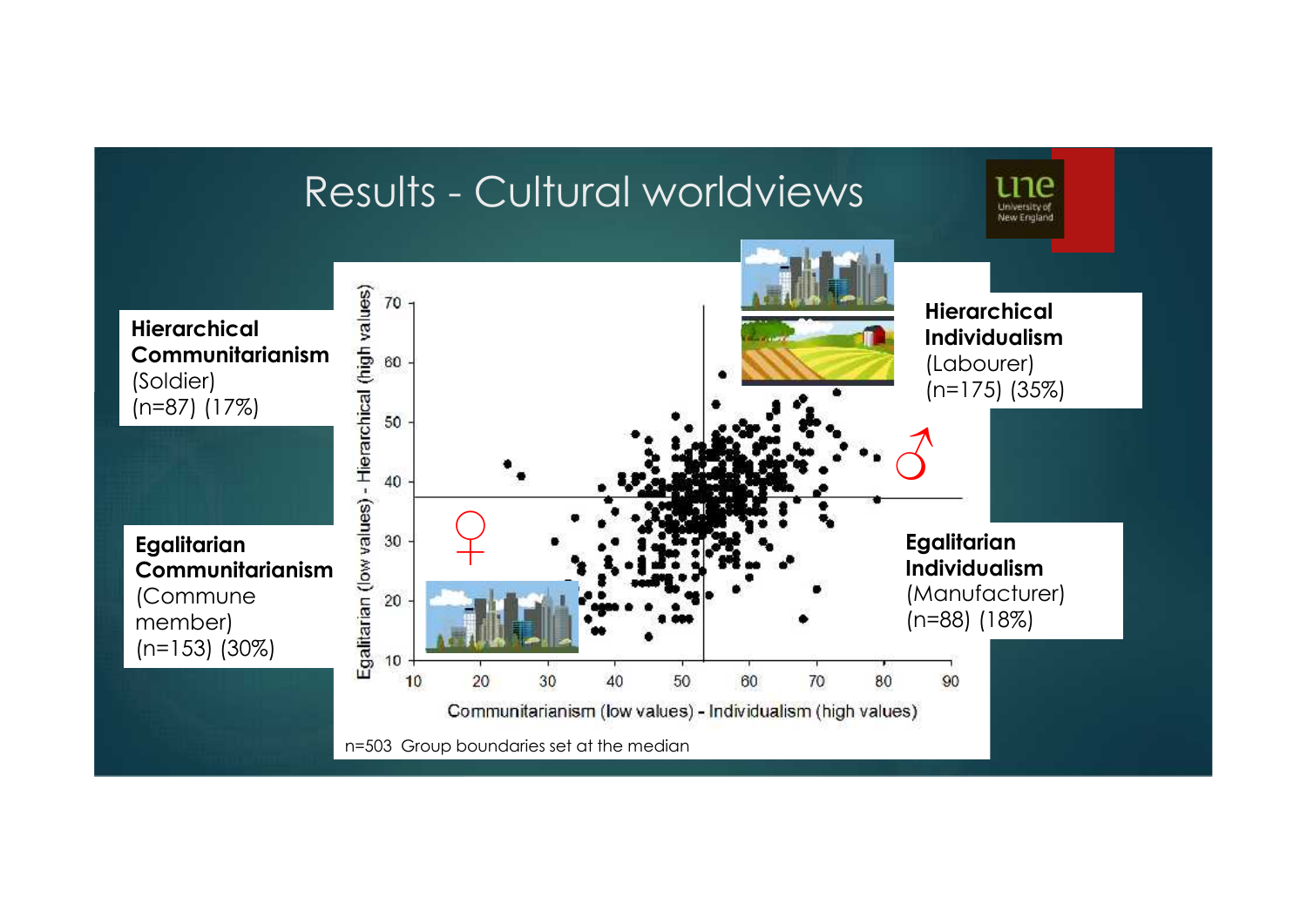# Results - Cultural worldviews

**Hierarchical Communitarianism**
(Soldier)
(n=87) (17%)

**Hierarchical Individualism**
(Labourer)
(n=175) (35%)

**Egalitarian Communitarianism**
(Commune member)
(n=153) (30%)

**Egalitarian Individualism**
(Manufacturer)
(n=88) (18%)

Egalitarian (low values) - Hierarchical (high values)

Communitarianism (low values) - Individualism (high values)

n=503 Group boundaries set at the median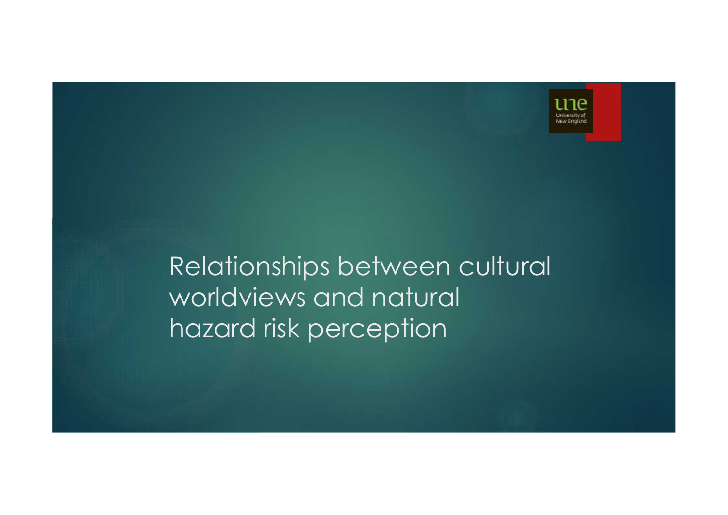# Relationships between cultural worldviews and natural hazard risk perception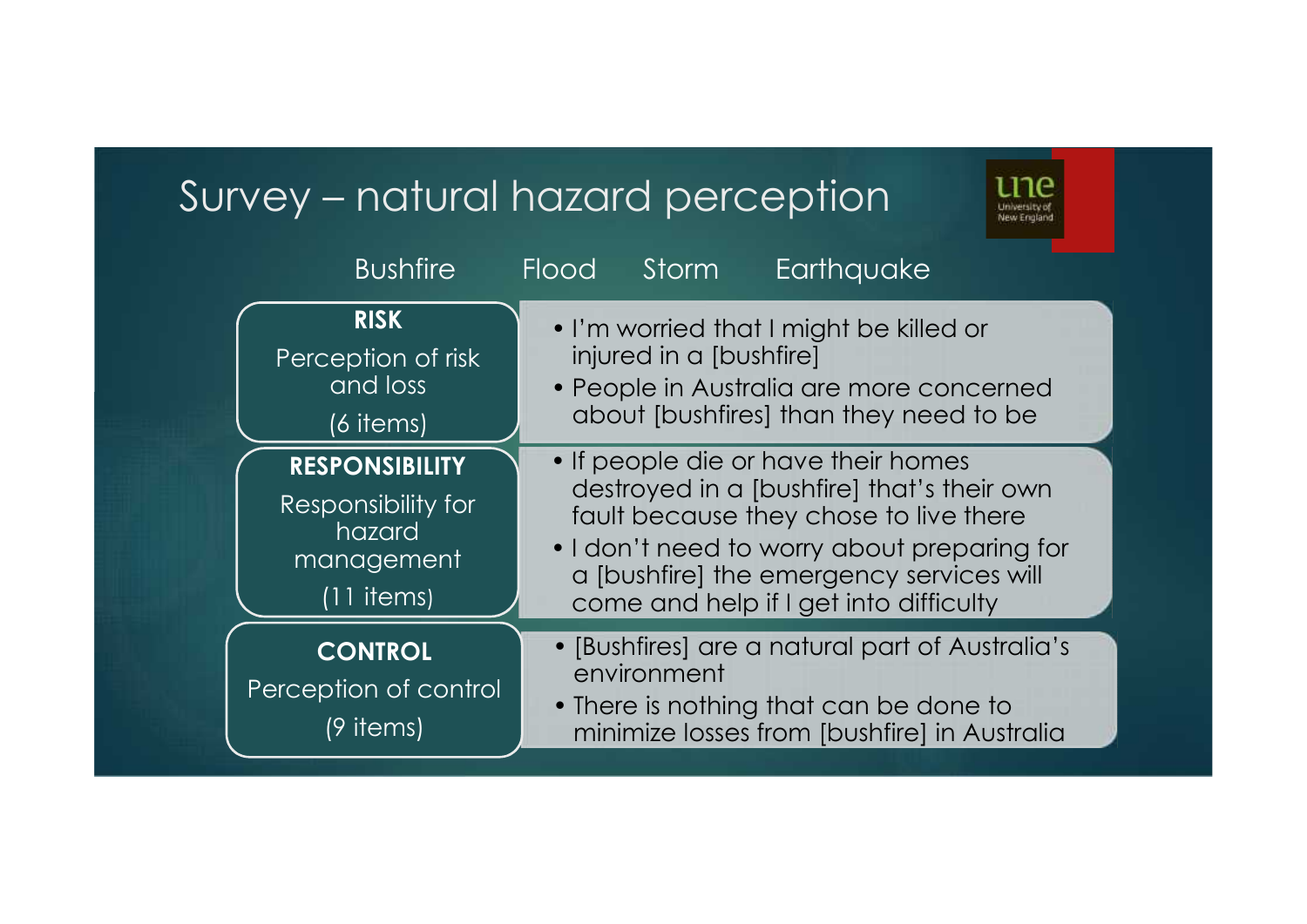# Survey – natural hazard perception

Bushfire Flood Storm Earthquake

| | |
|---|---|
| **RISK**<br>Perception of risk and loss<br>(6 items) | • I'm worried that I might be killed or injured in a [bushfire]<br>• People in Australia are more concerned about [bushfires] than they need to be |
| **RESPONSIBILITY**<br>Responsibility for hazard management<br>(11 items) | • If people die or have their homes destroyed in a [bushfire] that's their own fault because they chose to live there<br>• I don't need to worry about preparing for a [bushfire] the emergency services will come and help if I get into difficulty |
| **CONTROL**<br>Perception of control<br>(9 items) | • [Bushfires] are a natural part of Australia's environment<br>• There is nothing that can be done to minimize losses from [bushfire] in Australia |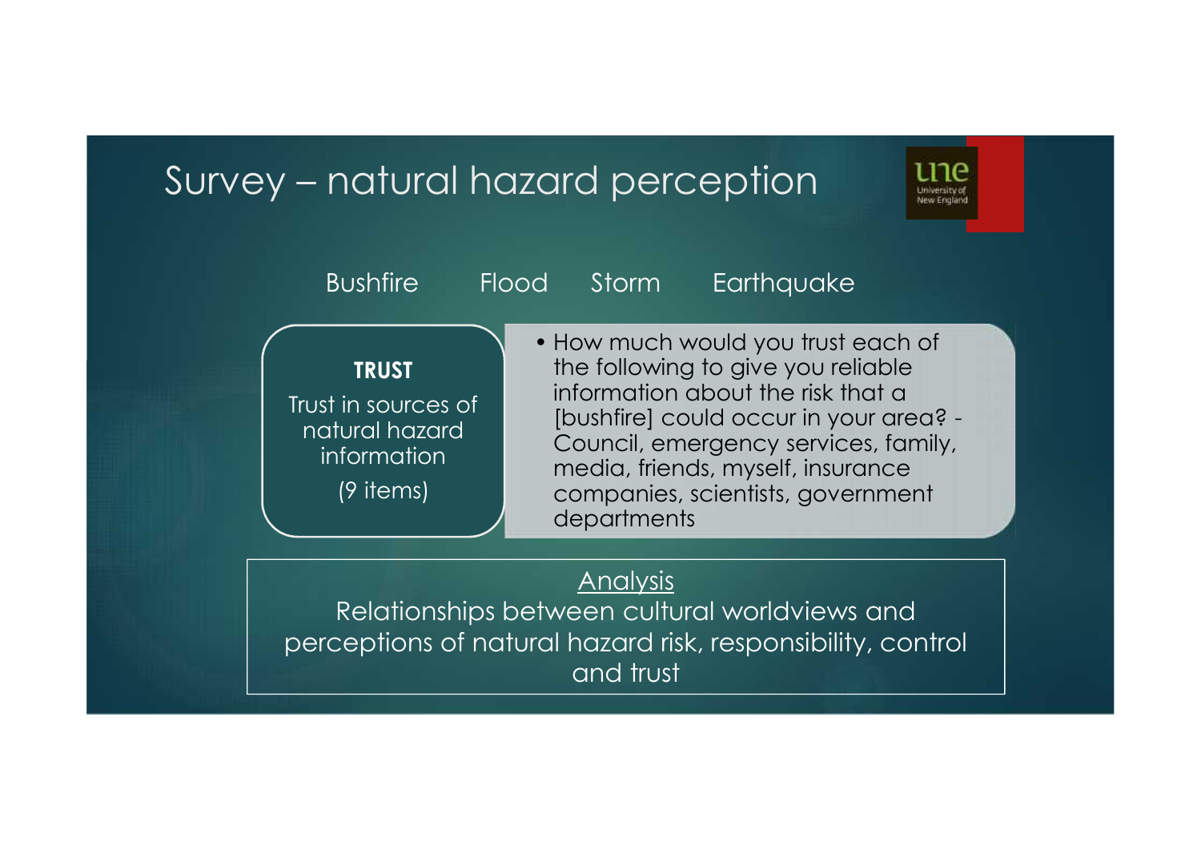# Survey – natural hazard perception

Bushfire Flood Storm Earthquake

**TRUST**

Trust in sources of natural hazard information

(9 items)

- How much would you trust each of the following to give you reliable information about the risk that a [bushfire] could occur in your area? - Council, emergency services, family, media, friends, myself, insurance companies, scientists, government departments

Analysis

Relationships between cultural worldviews and perceptions of natural hazard risk, responsibility, control and trust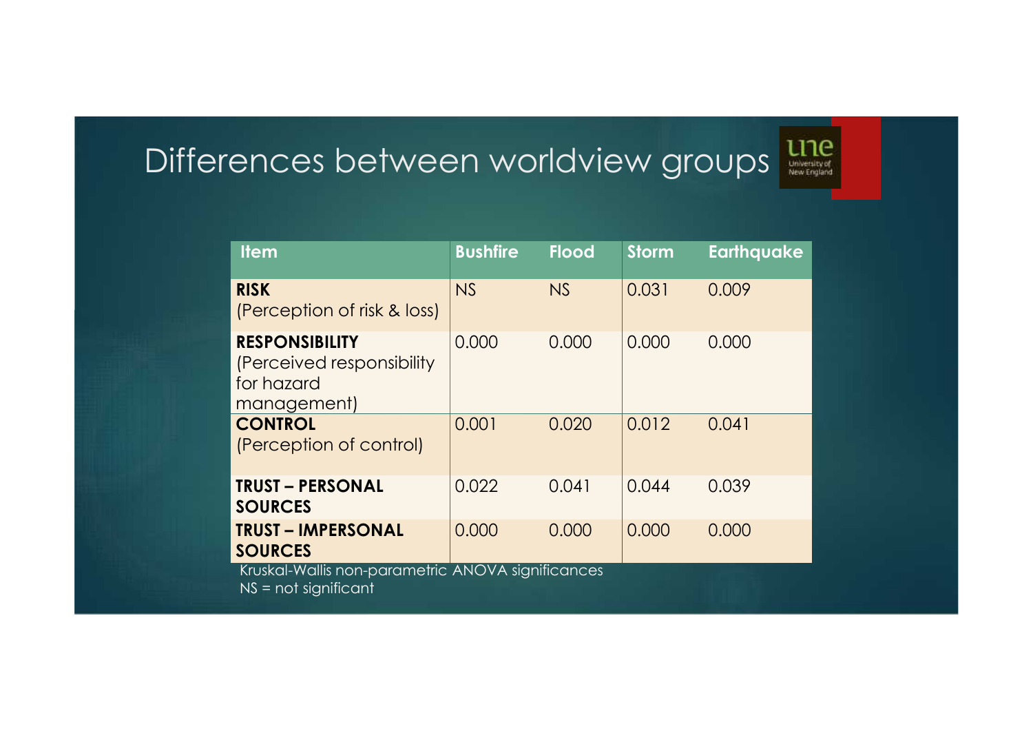# Differences between worldview groups

| Item | Bushfire | Flood | Storm | Earthquake |
|---|---|---|---|---|
| **RISK** (Perception of risk & loss) | NS | NS | 0.031 | 0.009 |
| **RESPONSIBILITY** (Perceived responsibility for hazard management) | 0.000 | 0.000 | 0.000 | 0.000 |
| **CONTROL** (Perception of control) | 0.001 | 0.020 | 0.012 | 0.041 |
| **TRUST – PERSONAL SOURCES** | 0.022 | 0.041 | 0.044 | 0.039 |
| **TRUST – IMPERSONAL SOURCES** | 0.000 | 0.000 | 0.000 | 0.000 |

Kruskal-Wallis non-parametric ANOVA significances
NS = not significant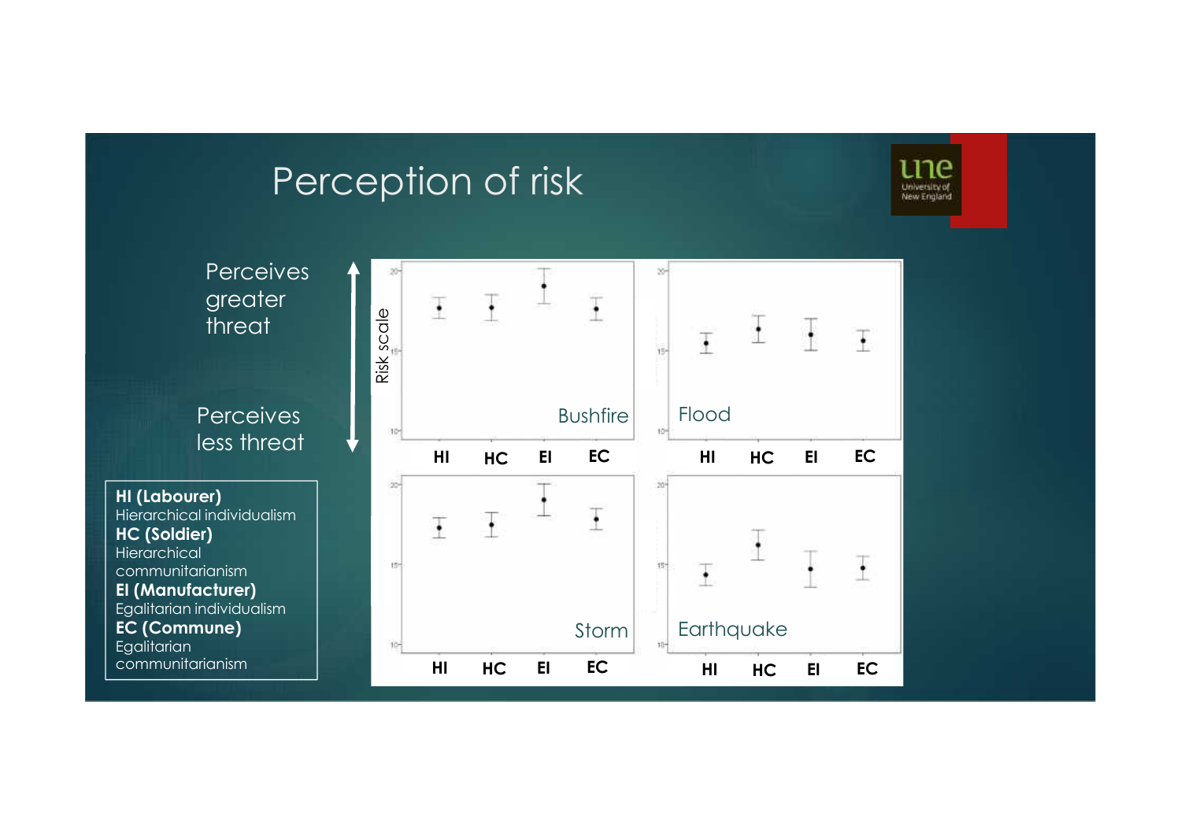# Perception of risk

Perceives greater threat

Perceives less threat

**HI (Labourer)**
Hierarchical individualism
**HC (Soldier)**
Hierarchical communitarianism
**EI (Manufacturer)**
Egalitarian individualism
**EC (Commune)**
Egalitarian communitarianism

Risk scale

Bushfire — HI HC EI EC

Flood — HI HC EI EC

Storm — HI HC EI EC

Earthquake — HI HC EI EC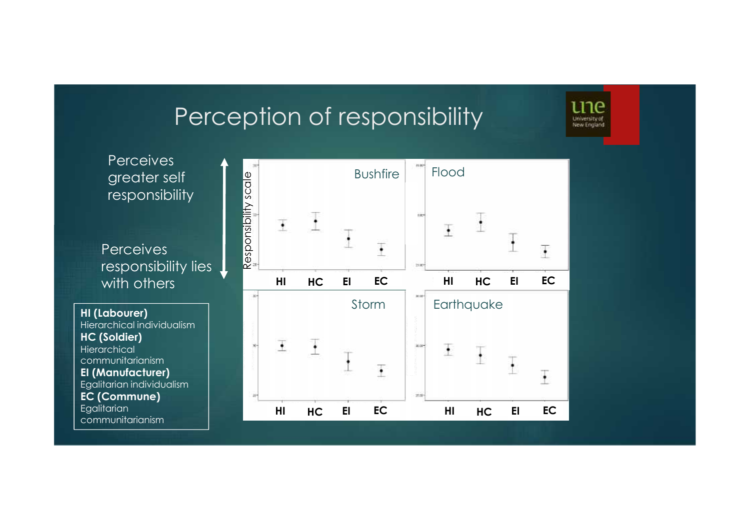# Perception of responsibility

Perceives greater self responsibility

Perceives responsibility lies with others

Responsibility scale

Bushfire

HI HC EI EC

Flood

HI HC EI EC

Storm

HI HC EI EC

Earthquake

HI HC EI EC

**HI (Labourer)**
Hierarchical individualism
**HC (Soldier)**
Hierarchical communitarianism
**EI (Manufacturer)**
Egalitarian individualism
**EC (Commune)**
Egalitarian communitarianism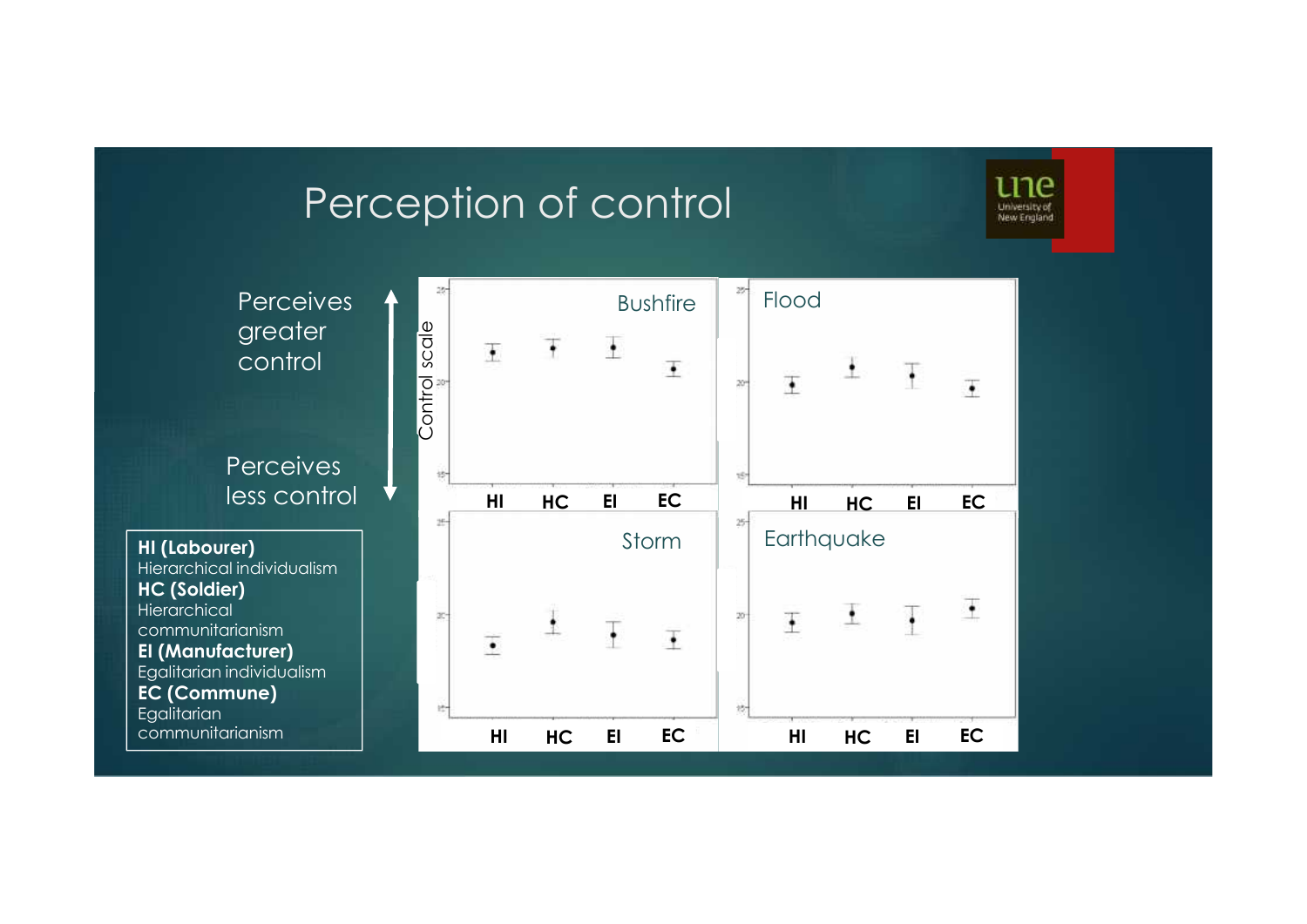# Perception of control

Perceives greater control

Perceives less control

Control scale

Bushfire

HI HC EI EC

Flood

HI HC EI EC

Storm

HI HC EI EC

Earthquake

HI HC EI EC

**HI (Labourer)**
Hierarchical individualism
**HC (Soldier)**
Hierarchical communitarianism
**EI (Manufacturer)**
Egalitarian individualism
**EC (Commune)**
Egalitarian communitarianism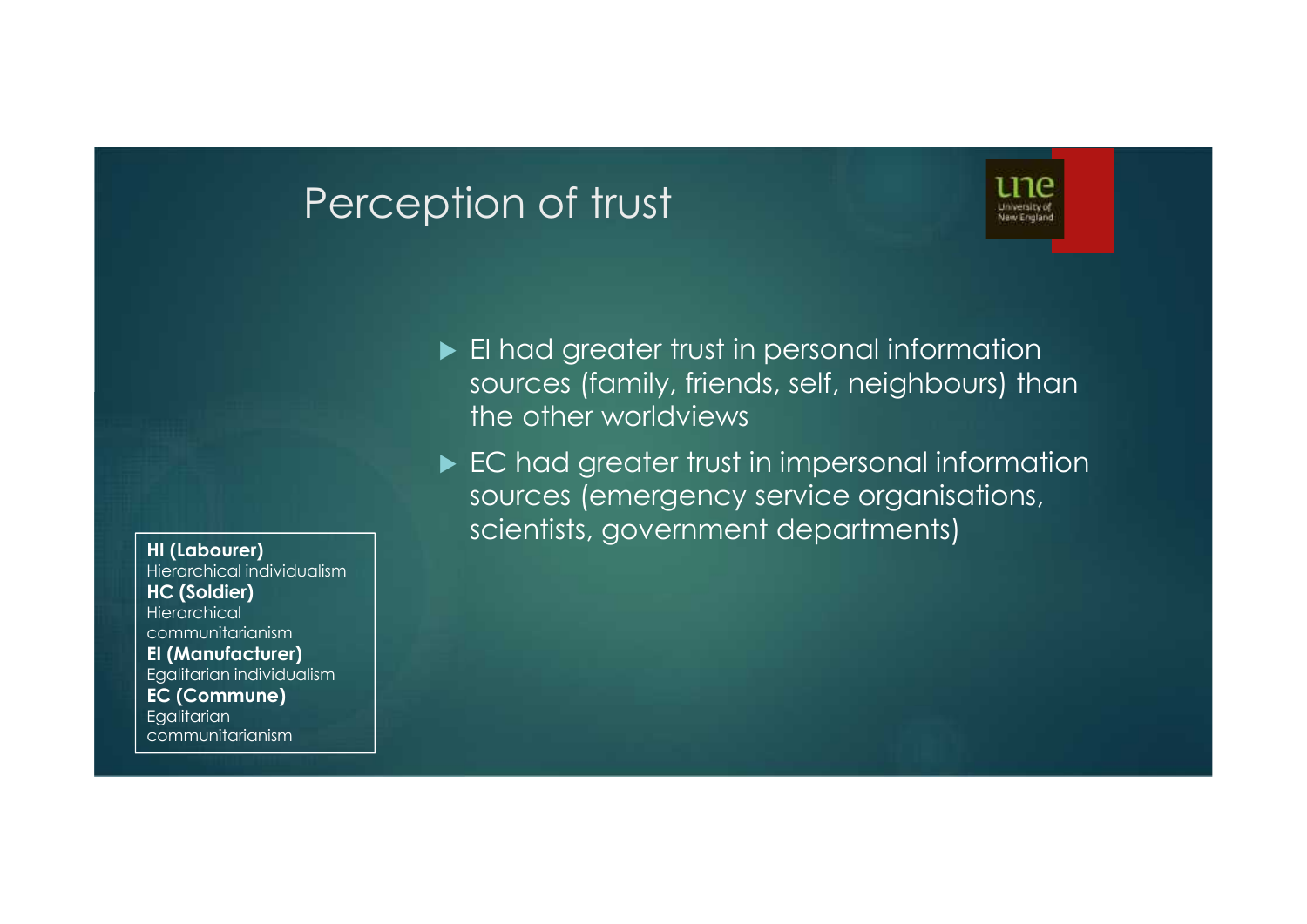# Perception of trust

- EI had greater trust in personal information sources (family, friends, self, neighbours) than the other worldviews
- EC had greater trust in impersonal information sources (emergency service organisations, scientists, government departments)

**HI (Labourer)**
Hierarchical individualism
**HC (Soldier)**
Hierarchical communitarianism
**EI (Manufacturer)**
Egalitarian individualism
**EC (Commune)**
Egalitarian communitarianism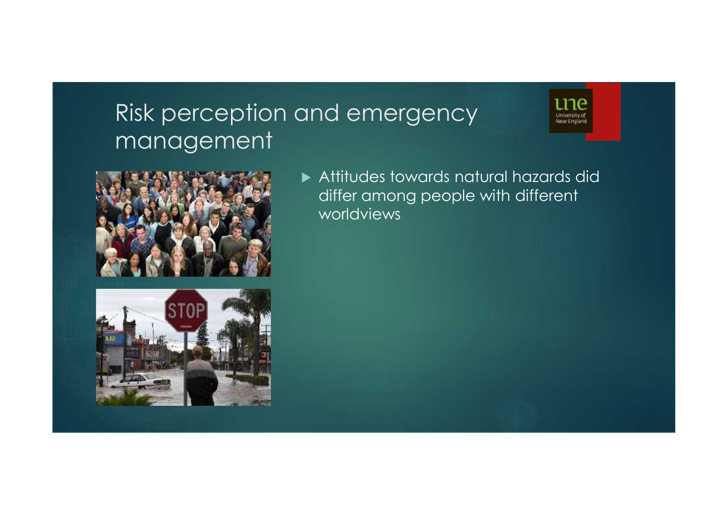# Risk perception and emergency management

- Attitudes towards natural hazards did differ among people with different worldviews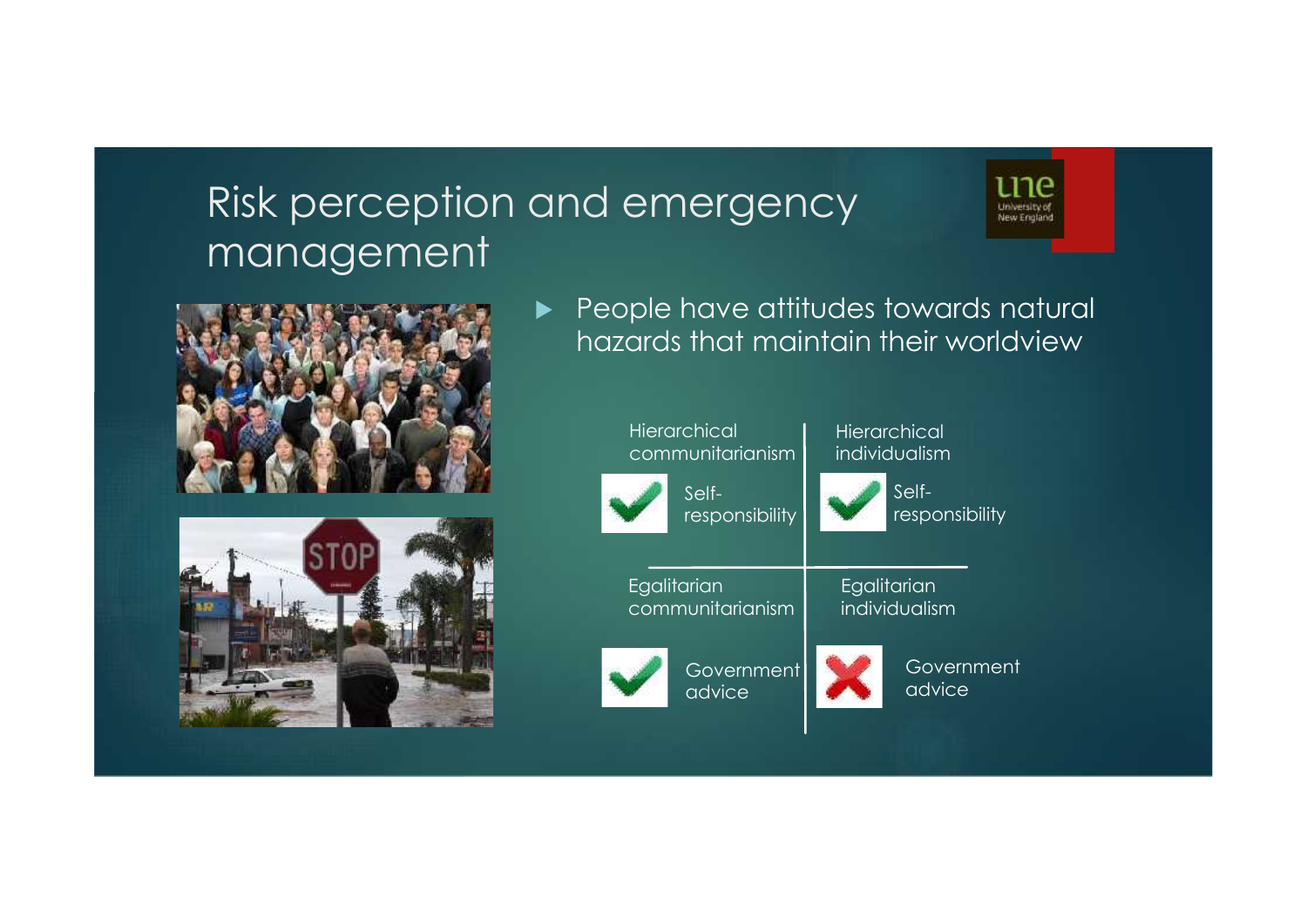# Risk perception and emergency management

- People have attitudes towards natural hazards that maintain their worldview

| | |
|---|---|
| Hierarchical communitarianism<br>✔ Self-responsibility | Hierarchical individualism<br>✔ Self-responsibility |
| Egalitarian communitarianism<br>✔ Government advice | Egalitarian individualism<br>✘ Government advice |